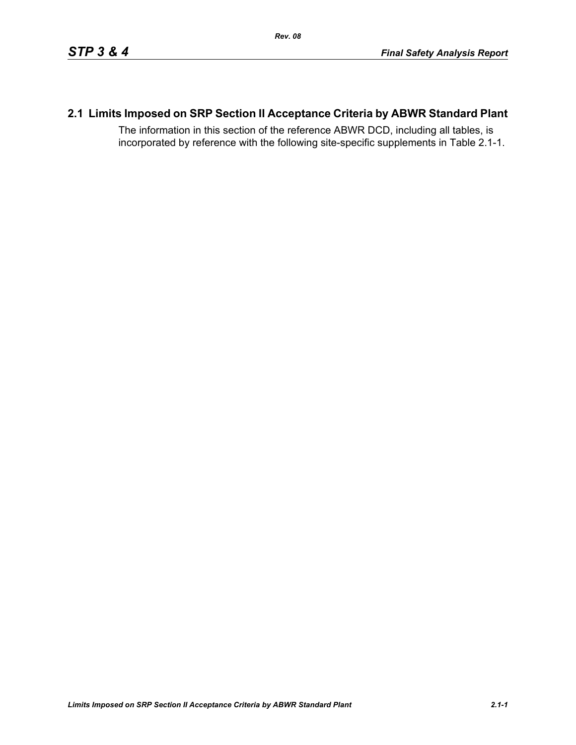## 2.1 Limits Imposed on SRP Section II Acceptance Criteria by ABWR Standard Plant

The information in this section of the reference ABWR DCD, including all tables, is incorporated by reference with the following site-specific supplements in Table 2.1-1.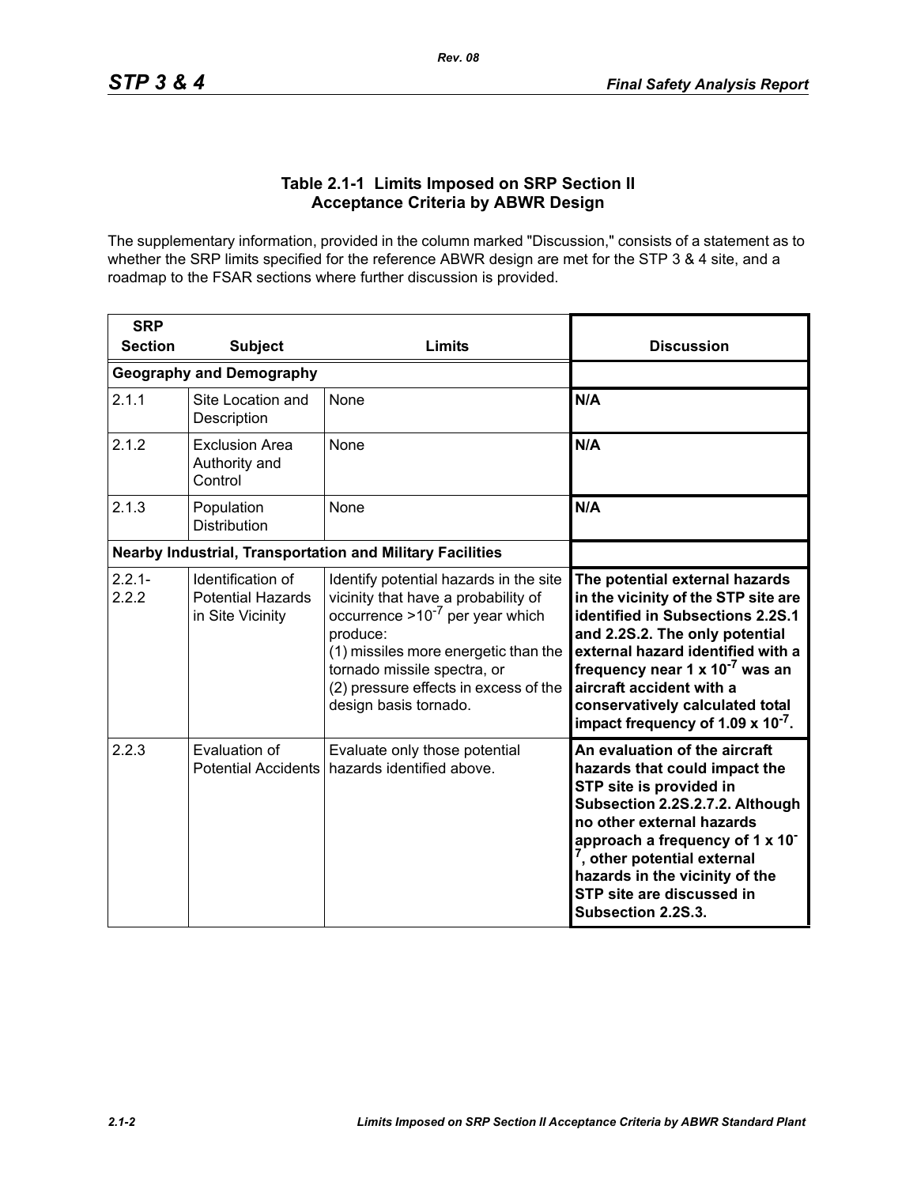## Table 2.1-1 Limits Imposed on SRP Section II Acceptance Criteria by ABWR Design

The supplementary information, provided in the column marked "Discussion," consists of a statement as to whether the SRP limits specified for the reference ABWR design are met for the STP 3 & 4 site, and a roadmap to the FSAR sections where further discussion is provided.

| SRP Section | Subject | Limits | Discussion |
|---|---|---|---|
| **Geography and Demography** | | | |
| 2.1.1 | Site Location and Description | None | **N/A** |
| 2.1.2 | Exclusion Area Authority and Control | None | **N/A** |
| 2.1.3 | Population Distribution | None | **N/A** |
| **Nearby Industrial, Transportation and Military Facilities** | | | |
| 2.2.1-2.2.2 | Identification of Potential Hazards in Site Vicinity | Identify potential hazards in the site vicinity that have a probability of occurrence $>10^{-7}$ per year which produce:<br>(1) missiles more energetic than the tornado missile spectra, or<br>(2) pressure effects in excess of the design basis tornado. | **The potential external hazards in the vicinity of the STP site are identified in Subsections 2.2S.1 and 2.2S.2. The only potential external hazard identified with a frequency near $1 \times 10^{-7}$ was an aircraft accident with a conservatively calculated total impact frequency of $1.09 \times 10^{-7}$.** |
| 2.2.3 | Evaluation of Potential Accidents | Evaluate only those potential hazards identified above. | **An evaluation of the aircraft hazards that could impact the STP site is provided in Subsection 2.2S.2.7.2. Although no other external hazards approach a frequency of $1 \times 10^{-7}$, other potential external hazards in the vicinity of the STP site are discussed in Subsection 2.2S.3.** |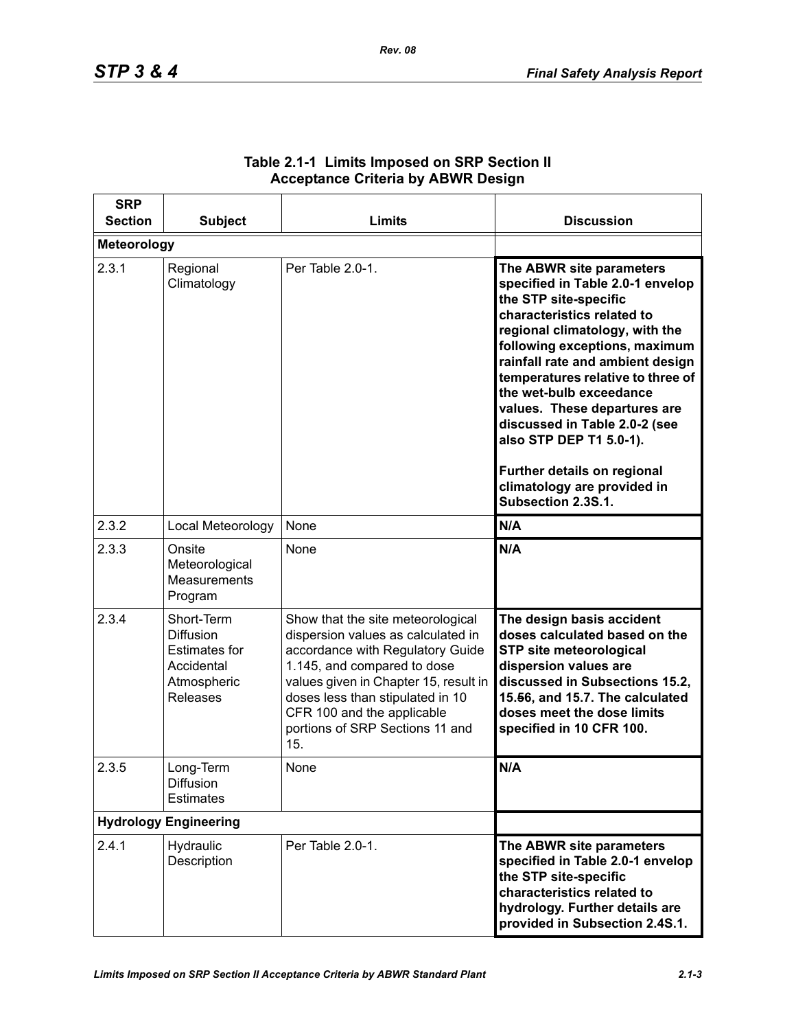**Table 2.1-1 Limits Imposed on SRP Section II Acceptance Criteria by ABWR Design**

| SRP Section | Subject | Limits | Discussion |
|---|---|---|---|
| **Meteorology** | | | |
| 2.3.1 | Regional Climatology | Per Table 2.0-1. | **The ABWR site parameters specified in Table 2.0-1 envelop the STP site-specific characteristics related to regional climatology, with the following exceptions, maximum rainfall rate and ambient design temperatures relative to three of the wet-bulb exceedance values. These departures are discussed in Table 2.0-2 (see also STP DEP T1 5.0-1).**<br><br>**Further details on regional climatology are provided in Subsection 2.3S.1.** |
| 2.3.2 | Local Meteorology | None | **N/A** |
| 2.3.3 | Onsite Meteorological Measurements Program | None | **N/A** |
| 2.3.4 | Short-Term Diffusion Estimates for Accidental Atmospheric Releases | Show that the site meteorological dispersion values as calculated in accordance with Regulatory Guide 1.145, and compared to dose values given in Chapter 15, result in doses less than stipulated in 10 CFR 100 and the applicable portions of SRP Sections 11 and 15. | **The design basis accident doses calculated based on the STP site meteorological dispersion values are discussed in Subsections 15.2, 15.~~5~~6, and 15.7. The calculated doses meet the dose limits specified in 10 CFR 100.** |
| 2.3.5 | Long-Term Diffusion Estimates | None | **N/A** |
| **Hydrology Engineering** | | | |
| 2.4.1 | Hydraulic Description | Per Table 2.0-1. | **The ABWR site parameters specified in Table 2.0-1 envelop the STP site-specific characteristics related to hydrology. Further details are provided in Subsection 2.4S.1.** |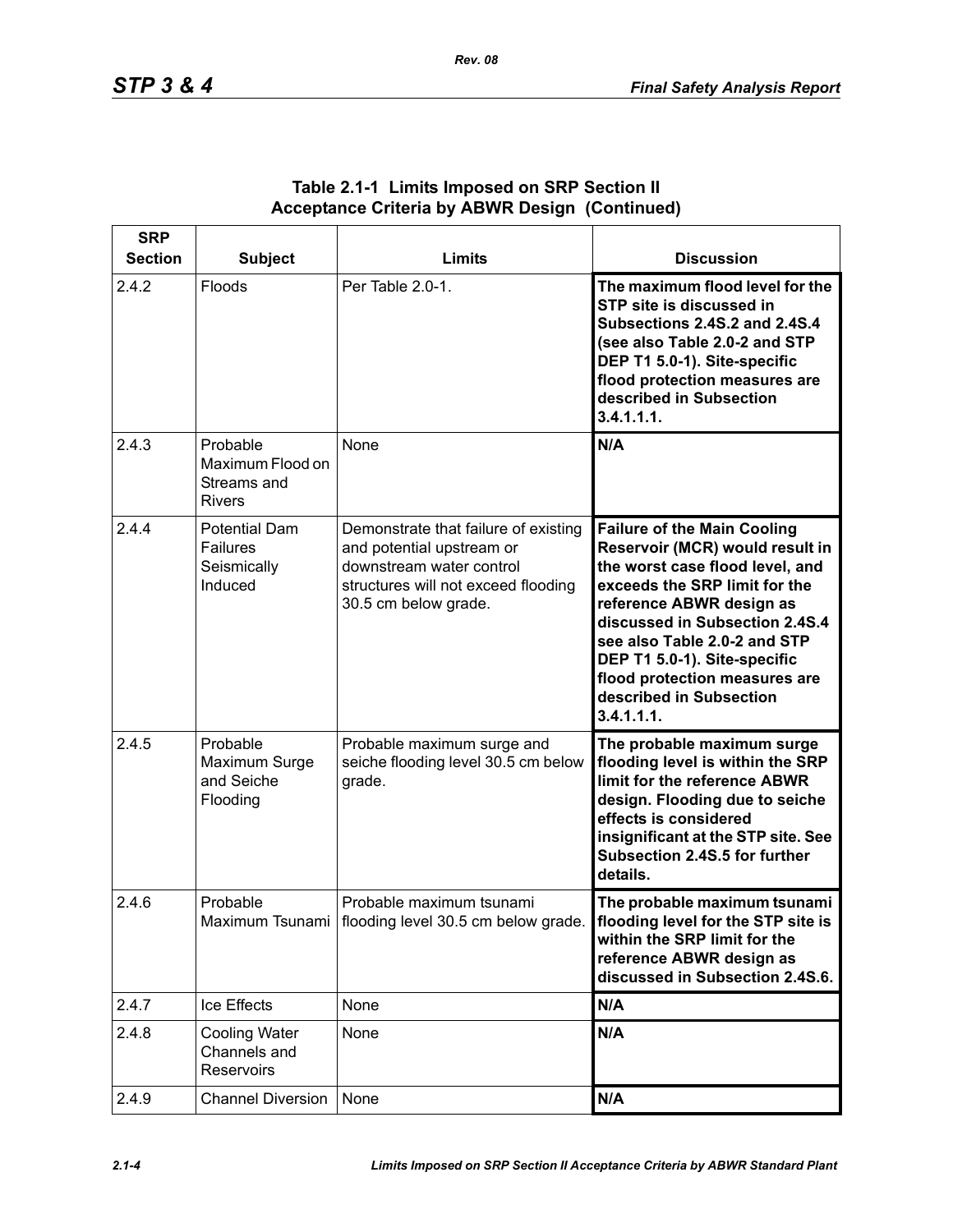**Table 2.1-1 Limits Imposed on SRP Section II Acceptance Criteria by ABWR Design (Continued)**

| SRP Section | Subject | Limits | Discussion |
|---|---|---|---|
| 2.4.2 | Floods | Per Table 2.0-1. | **The maximum flood level for the STP site is discussed in Subsections 2.4S.2 and 2.4S.4 (see also Table 2.0-2 and STP DEP T1 5.0-1). Site-specific flood protection measures are described in Subsection 3.4.1.1.1.** |
| 2.4.3 | Probable Maximum Flood on Streams and Rivers | None | **N/A** |
| 2.4.4 | Potential Dam Failures Seismically Induced | Demonstrate that failure of existing and potential upstream or downstream water control structures will not exceed flooding 30.5 cm below grade. | **Failure of the Main Cooling Reservoir (MCR) would result in the worst case flood level, and exceeds the SRP limit for the reference ABWR design as discussed in Subsection 2.4S.4 see also Table 2.0-2 and STP DEP T1 5.0-1). Site-specific flood protection measures are described in Subsection 3.4.1.1.1.** |
| 2.4.5 | Probable Maximum Surge and Seiche Flooding | Probable maximum surge and seiche flooding level 30.5 cm below grade. | **The probable maximum surge flooding level is within the SRP limit for the reference ABWR design. Flooding due to seiche effects is considered insignificant at the STP site. See Subsection 2.4S.5 for further details.** |
| 2.4.6 | Probable Maximum Tsunami | Probable maximum tsunami flooding level 30.5 cm below grade. | **The probable maximum tsunami flooding level for the STP site is within the SRP limit for the reference ABWR design as discussed in Subsection 2.4S.6.** |
| 2.4.7 | Ice Effects | None | **N/A** |
| 2.4.8 | Cooling Water Channels and Reservoirs | None | **N/A** |
| 2.4.9 | Channel Diversion | None | **N/A** |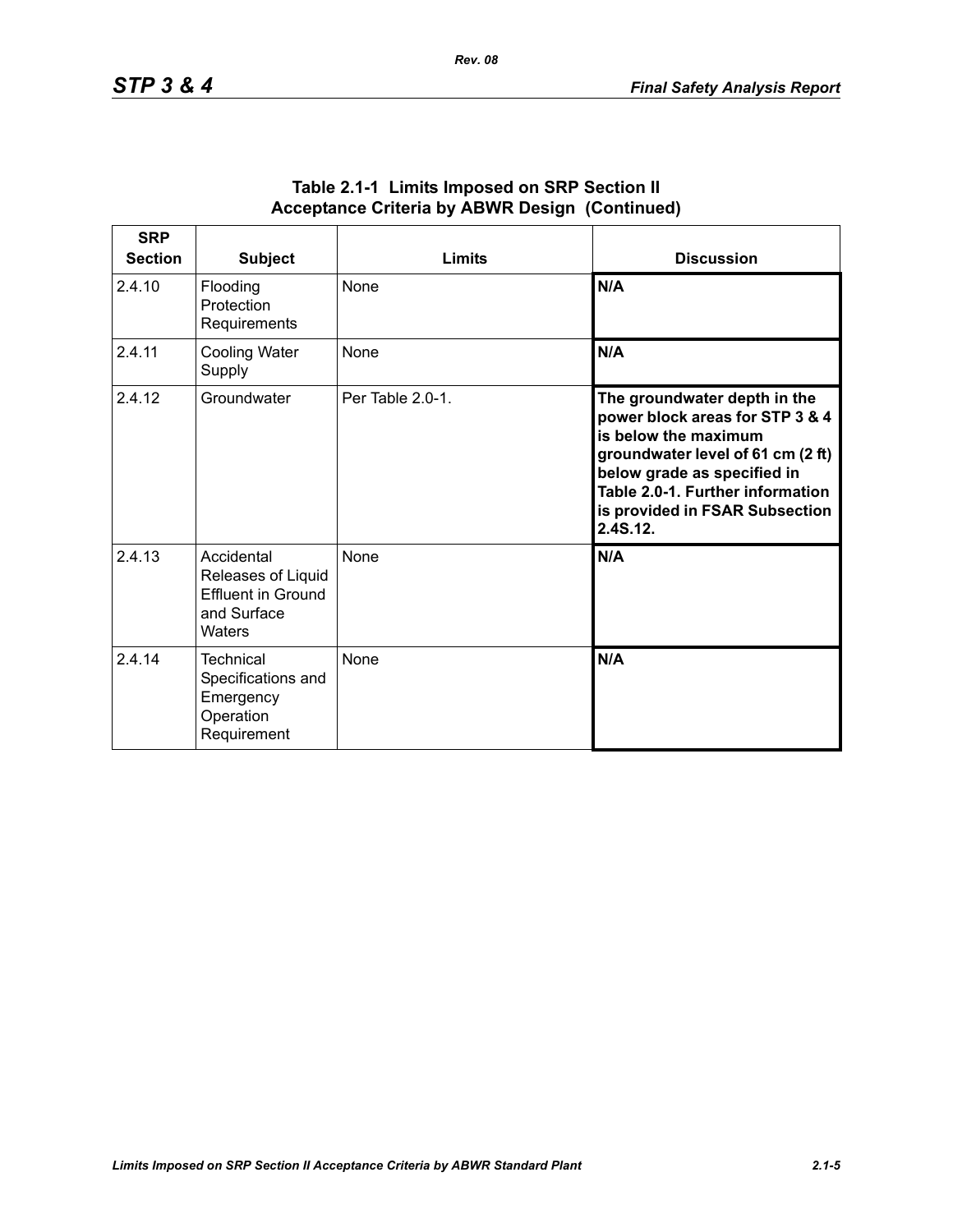**Table 2.1-1 Limits Imposed on SRP Section II Acceptance Criteria by ABWR Design (Continued)**

| SRP Section | Subject | Limits | Discussion |
|---|---|---|---|
| 2.4.10 | Flooding Protection Requirements | None | **N/A** |
| 2.4.11 | Cooling Water Supply | None | **N/A** |
| 2.4.12 | Groundwater | Per Table 2.0-1. | **The groundwater depth in the power block areas for STP 3 & 4 is below the maximum groundwater level of 61 cm (2 ft) below grade as specified in Table 2.0-1. Further information is provided in FSAR Subsection 2.4S.12.** |
| 2.4.13 | Accidental Releases of Liquid Effluent in Ground and Surface Waters | None | **N/A** |
| 2.4.14 | Technical Specifications and Emergency Operation Requirement | None | **N/A** |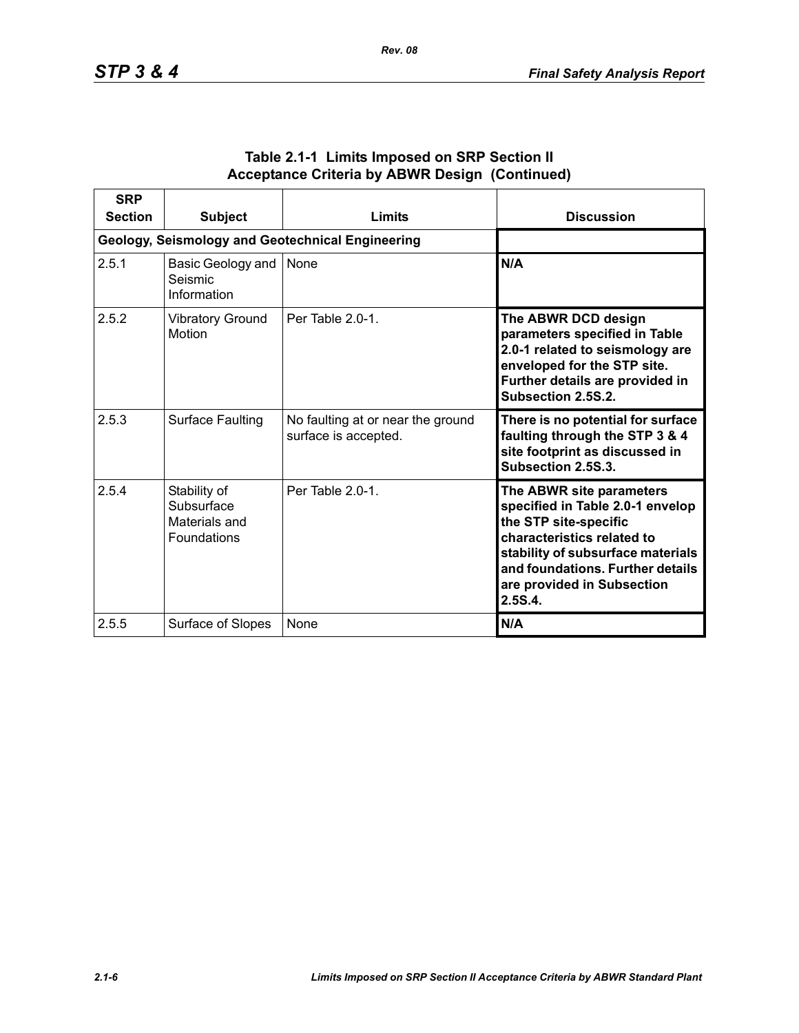**Table 2.1-1 Limits Imposed on SRP Section II Acceptance Criteria by ABWR Design (Continued)**

| SRP Section | Subject | Limits | Discussion |
|---|---|---|---|
| **Geology, Seismology and Geotechnical Engineering** | | | |
| 2.5.1 | Basic Geology and Seismic Information | None | **N/A** |
| 2.5.2 | Vibratory Ground Motion | Per Table 2.0-1. | **The ABWR DCD design parameters specified in Table 2.0-1 related to seismology are enveloped for the STP site. Further details are provided in Subsection 2.5S.2.** |
| 2.5.3 | Surface Faulting | No faulting at or near the ground surface is accepted. | **There is no potential for surface faulting through the STP 3 & 4 site footprint as discussed in Subsection 2.5S.3.** |
| 2.5.4 | Stability of Subsurface Materials and Foundations | Per Table 2.0-1. | **The ABWR site parameters specified in Table 2.0-1 envelop the STP site-specific characteristics related to stability of subsurface materials and foundations. Further details are provided in Subsection 2.5S.4.** |
| 2.5.5 | Surface of Slopes | None | **N/A** |